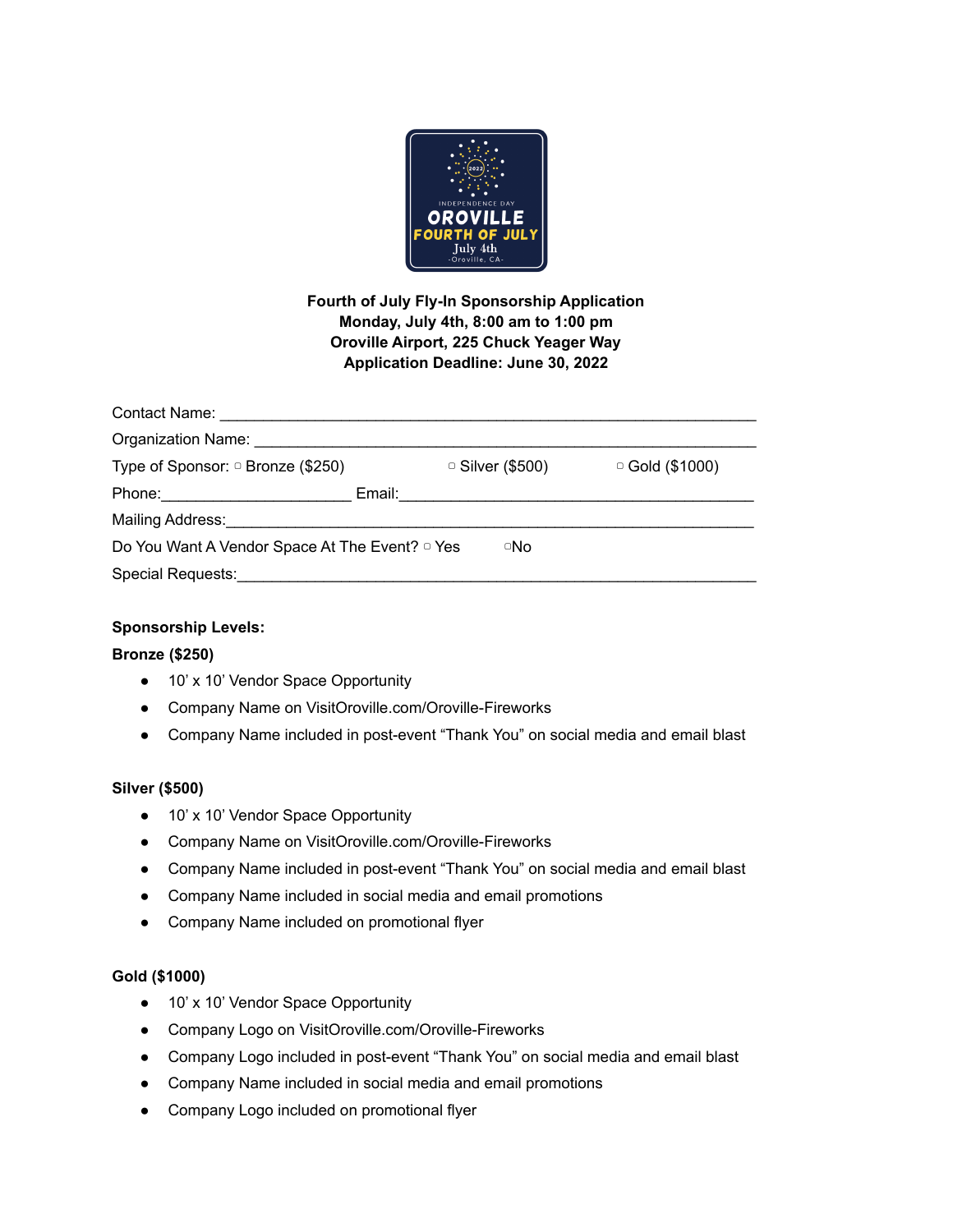**Fourth of July Fly-In Sponsorship Application**
**Monday, July 4th, 8:00 am to 1:00 pm**
**Oroville Airport, 225 Chuck Yeager Way**
**Application Deadline: June 30, 2022**

Contact Name: ______________________________________________________________

Organization Name: __________________________________________________________

Type of Sponsor: ▢ Bronze ($250) ▢ Silver ($500) ▢ Gold ($1000)

Phone:_____________________ Email:__________________________________________

Mailing Address:_____________________________________________________________

Do You Want A Vendor Space At The Event? ▢ Yes ▢No

Special Requests:_____________________________________________________________

**Sponsorship Levels:**

**Bronze ($250)**

- 10' x 10' Vendor Space Opportunity
- Company Name on VisitOroville.com/Oroville-Fireworks
- Company Name included in post-event "Thank You" on social media and email blast

**Silver ($500)**

- 10' x 10' Vendor Space Opportunity
- Company Name on VisitOroville.com/Oroville-Fireworks
- Company Name included in post-event "Thank You" on social media and email blast
- Company Name included in social media and email promotions
- Company Name included on promotional flyer

**Gold ($1000)**

- 10' x 10' Vendor Space Opportunity
- Company Logo on VisitOroville.com/Oroville-Fireworks
- Company Logo included in post-event "Thank You" on social media and email blast
- Company Name included in social media and email promotions
- Company Logo included on promotional flyer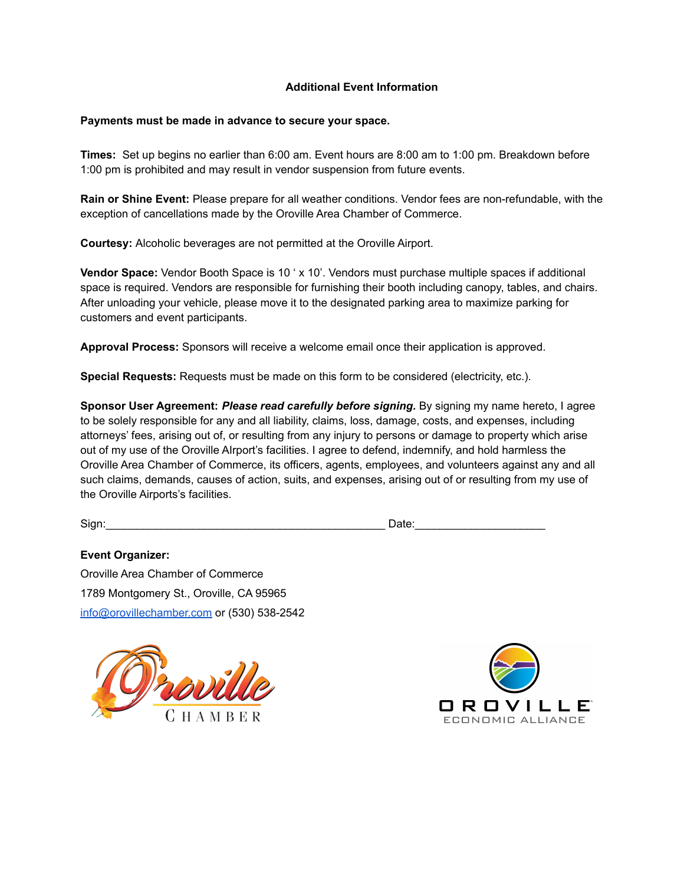**Additional Event Information**

**Payments must be made in advance to secure your space.**

**Times:** Set up begins no earlier than 6:00 am. Event hours are 8:00 am to 1:00 pm. Breakdown before 1:00 pm is prohibited and may result in vendor suspension from future events.

**Rain or Shine Event:** Please prepare for all weather conditions. Vendor fees are non-refundable, with the exception of cancellations made by the Oroville Area Chamber of Commerce.

**Courtesy:** Alcoholic beverages are not permitted at the Oroville Airport.

**Vendor Space:** Vendor Booth Space is 10 ' x 10'. Vendors must purchase multiple spaces if additional space is required. Vendors are responsible for furnishing their booth including canopy, tables, and chairs. After unloading your vehicle, please move it to the designated parking area to maximize parking for customers and event participants.

**Approval Process:** Sponsors will receive a welcome email once their application is approved.

**Special Requests:** Requests must be made on this form to be considered (electricity, etc.).

**Sponsor User Agreement:** ***Please read carefully before signing.*** By signing my name hereto, I agree to be solely responsible for any and all liability, claims, loss, damage, costs, and expenses, including attorneys' fees, arising out of, or resulting from any injury to persons or damage to property which arise out of my use of the Oroville AIrport's facilities. I agree to defend, indemnify, and hold harmless the Oroville Area Chamber of Commerce, its officers, agents, employees, and volunteers against any and all such claims, demands, causes of action, suits, and expenses, arising out of or resulting from my use of the Oroville Airports's facilities.

Sign:_____________________________________________ Date:____________________

**Event Organizer:**

Oroville Area Chamber of Commerce

1789 Montgomery St., Oroville, CA 95965

info@orovillechamber.com or (530) 538-2542

Oroville CHAMBER

OROVILLE ECONOMIC ALLIANCE